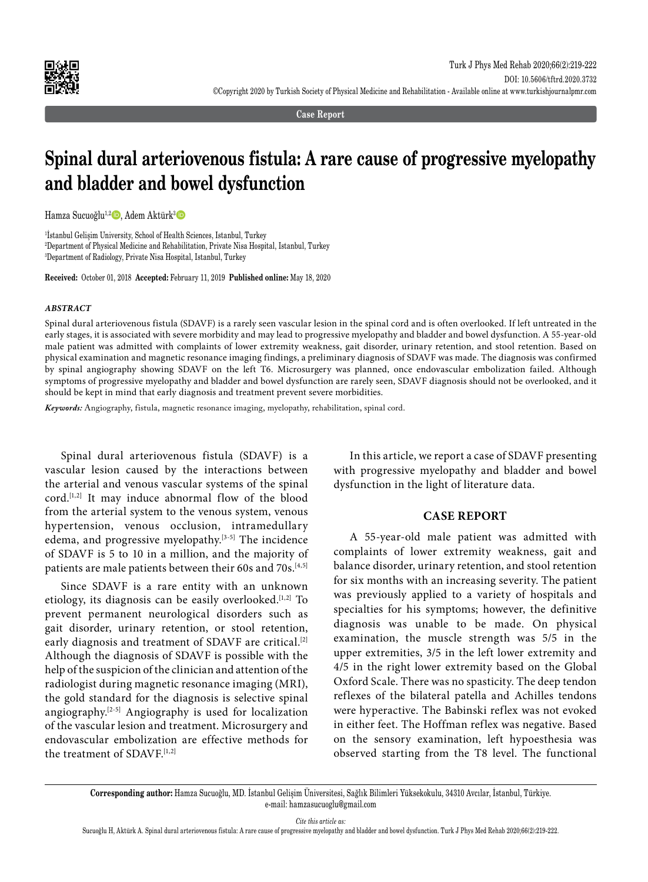Case Report

# Spinal dural arteriovenous fistula: A rare cause of progressive myelopathy and bladder and bowel dysfunction

Hamza Sucuoğlu[1,2], Adem Aktürk[3]

[1]İstanbul Gelişim University, School of Health Sciences, Istanbul, Turkey
[2]Department of Physical Medicine and Rehabilitation, Private Nisa Hospital, Istanbul, Turkey
[3]Department of Radiology, Private Nisa Hospital, Istanbul, Turkey

**Received:** October 01, 2018 **Accepted:** February 11, 2019 **Published online:** May 18, 2020

### *ABSTRACT*

Spinal dural arteriovenous fistula (SDAVF) is a rarely seen vascular lesion in the spinal cord and is often overlooked. If left untreated in the early stages, it is associated with severe morbidity and may lead to progressive myelopathy and bladder and bowel dysfunction. A 55-year-old male patient was admitted with complaints of lower extremity weakness, gait disorder, urinary retention, and stool retention. Based on physical examination and magnetic resonance imaging findings, a preliminary diagnosis of SDAVF was made. The diagnosis was confirmed by spinal angiography showing SDAVF on the left T6. Microsurgery was planned, once endovascular embolization failed. Although symptoms of progressive myelopathy and bladder and bowel dysfunction are rarely seen, SDAVF diagnosis should not be overlooked, and it should be kept in mind that early diagnosis and treatment prevent severe morbidities.

***Keywords:*** Angiography, fistula, magnetic resonance imaging, myelopathy, rehabilitation, spinal cord.

Spinal dural arteriovenous fistula (SDAVF) is a vascular lesion caused by the interactions between the arterial and venous vascular systems of the spinal cord.[1,2] It may induce abnormal flow of the blood from the arterial system to the venous system, venous hypertension, venous occlusion, intramedullary edema, and progressive myelopathy.[3-5] The incidence of SDAVF is 5 to 10 in a million, and the majority of patients are male patients between their 60s and 70s.[4,5]

Since SDAVF is a rare entity with an unknown etiology, its diagnosis can be easily overlooked.[1,2] To prevent permanent neurological disorders such as gait disorder, urinary retention, or stool retention, early diagnosis and treatment of SDAVF are critical.[2] Although the diagnosis of SDAVF is possible with the help of the suspicion of the clinician and attention of the radiologist during magnetic resonance imaging (MRI), the gold standard for the diagnosis is selective spinal angiography.[2-5] Angiography is used for localization of the vascular lesion and treatment. Microsurgery and endovascular embolization are effective methods for the treatment of SDAVF.[1,2]

In this article, we report a case of SDAVF presenting with progressive myelopathy and bladder and bowel dysfunction in the light of literature data.

## CASE REPORT

A 55-year-old male patient was admitted with complaints of lower extremity weakness, gait and balance disorder, urinary retention, and stool retention for six months with an increasing severity. The patient was previously applied to a variety of hospitals and specialties for his symptoms; however, the definitive diagnosis was unable to be made. On physical examination, the muscle strength was 5/5 in the upper extremities, 3/5 in the left lower extremity and 4/5 in the right lower extremity based on the Global Oxford Scale. There was no spasticity. The deep tendon reflexes of the bilateral patella and Achilles tendons were hyperactive. The Babinski reflex was not evoked in either feet. The Hoffman reflex was negative. Based on the sensory examination, left hypoesthesia was observed starting from the T8 level. The functional

**Corresponding author:** Hamza Sucuoğlu, MD. İstanbul Gelişim Üniversitesi, Sağlık Bilimleri Yüksekokulu, 34310 Avcılar, İstanbul, Türkiye.
e-mail: hamzasucuoglu@gmail.com

*Cite this article as:*
Sucuoğlu H, Aktürk A. Spinal dural arteriovenous fistula: A rare cause of progressive myelopathy and bladder and bowel dysfunction. Turk J Phys Med Rehab 2020;66(2):219-222.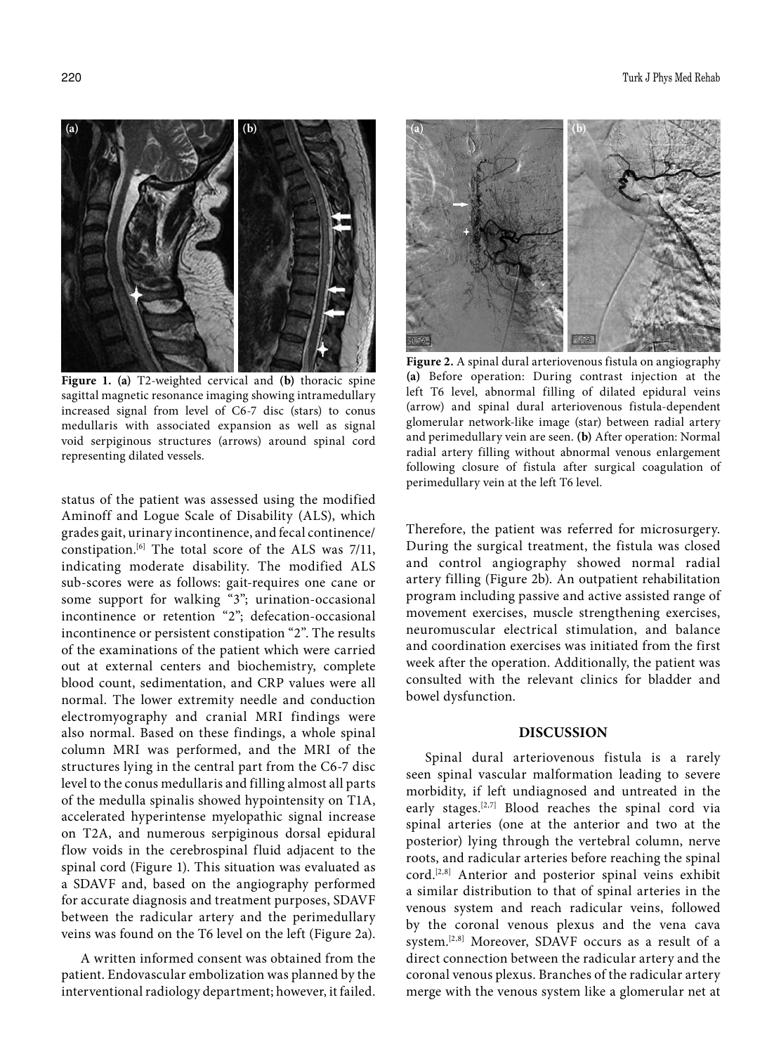**Figure 1. (a)** T2-weighted cervical and **(b)** thoracic spine sagittal magnetic resonance imaging showing intramedullary increased signal from level of C6-7 disc (stars) to conus medullaris with associated expansion as well as signal void serpiginous structures (arrows) around spinal cord representing dilated vessels.

**Figure 2.** A spinal dural arteriovenous fistula on angiography **(a)** Before operation: During contrast injection at the left T6 level, abnormal filling of dilated epidural veins (arrow) and spinal dural arteriovenous fistula-dependent glomerular network-like image (star) between radial artery and perimedullary vein are seen. **(b)** After operation: Normal radial artery filling without abnormal venous enlargement following closure of fistula after surgical coagulation of perimedullary vein at the left T6 level.

status of the patient was assessed using the modified Aminoff and Logue Scale of Disability (ALS), which grades gait, urinary incontinence, and fecal continence/constipation.[6] The total score of the ALS was 7/11, indicating moderate disability. The modified ALS sub-scores were as follows: gait-requires one cane or some support for walking "3"; urination-occasional incontinence or retention "2"; defecation-occasional incontinence or persistent constipation "2". The results of the examinations of the patient which were carried out at external centers and biochemistry, complete blood count, sedimentation, and CRP values were all normal. The lower extremity needle and conduction electromyography and cranial MRI findings were also normal. Based on these findings, a whole spinal column MRI was performed, and the MRI of the structures lying in the central part from the C6-7 disc level to the conus medullaris and filling almost all parts of the medulla spinalis showed hypointensity on T1A, accelerated hyperintense myelopathic signal increase on T2A, and numerous serpiginous dorsal epidural flow voids in the cerebrospinal fluid adjacent to the spinal cord (Figure 1). This situation was evaluated as a SDAVF and, based on the angiography performed for accurate diagnosis and treatment purposes, SDAVF between the radicular artery and the perimedullary veins was found on the T6 level on the left (Figure 2a).

A written informed consent was obtained from the patient. Endovascular embolization was planned by the interventional radiology department; however, it failed. Therefore, the patient was referred for microsurgery. During the surgical treatment, the fistula was closed and control angiography showed normal radial artery filling (Figure 2b). An outpatient rehabilitation program including passive and active assisted range of movement exercises, muscle strengthening exercises, neuromuscular electrical stimulation, and balance and coordination exercises was initiated from the first week after the operation. Additionally, the patient was consulted with the relevant clinics for bladder and bowel dysfunction.

## DISCUSSION

Spinal dural arteriovenous fistula is a rarely seen spinal vascular malformation leading to severe morbidity, if left undiagnosed and untreated in the early stages.[2,7] Blood reaches the spinal cord via spinal arteries (one at the anterior and two at the posterior) lying through the vertebral column, nerve roots, and radicular arteries before reaching the spinal cord.[2,8] Anterior and posterior spinal veins exhibit a similar distribution to that of spinal arteries in the venous system and reach radicular veins, followed by the coronal venous plexus and the vena cava system.[2,8] Moreover, SDAVF occurs as a result of a direct connection between the radicular artery and the coronal venous plexus. Branches of the radicular artery merge with the venous system like a glomerular net at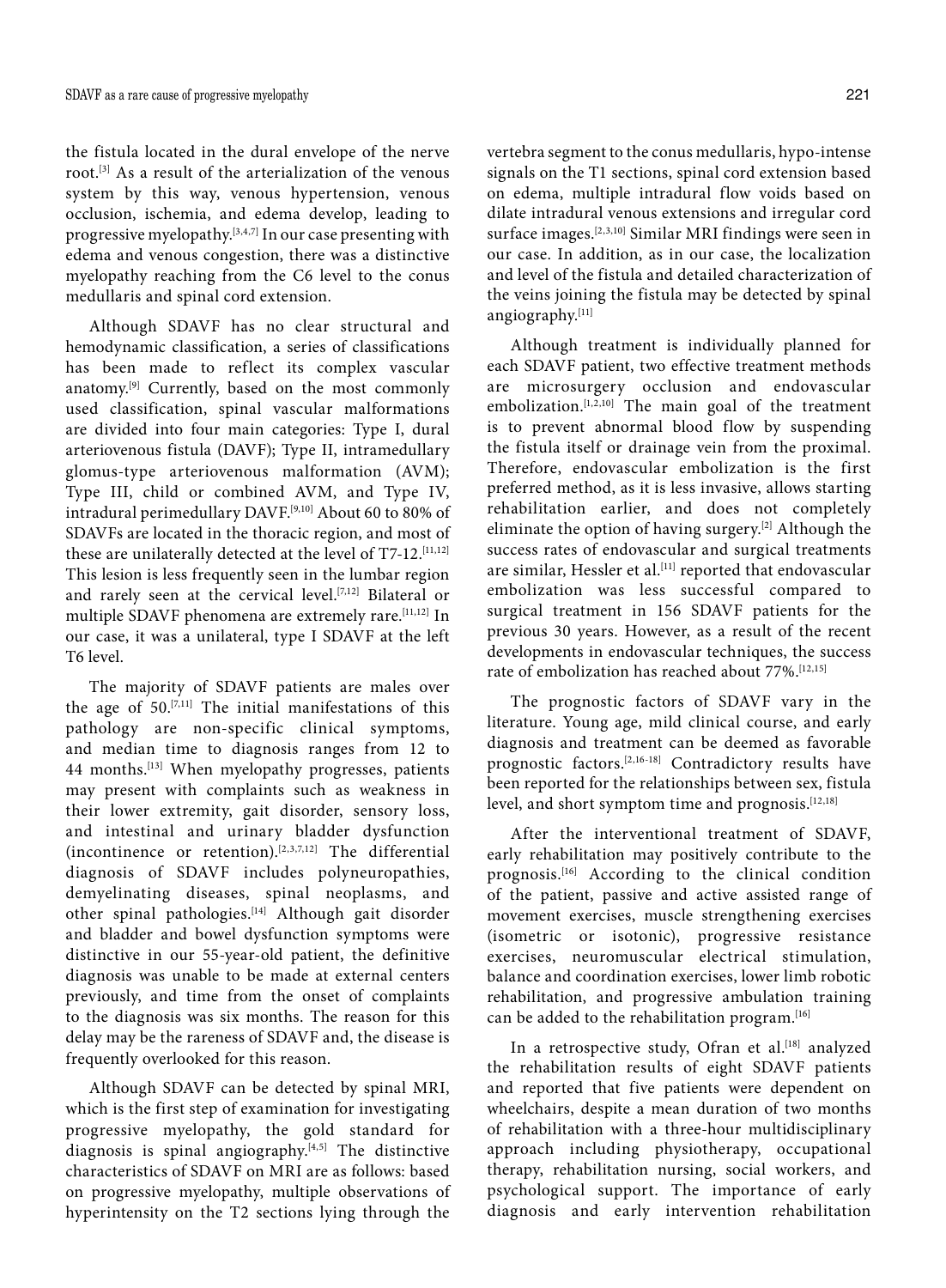the fistula located in the dural envelope of the nerve root.[3] As a result of the arterialization of the venous system by this way, venous hypertension, venous occlusion, ischemia, and edema develop, leading to progressive myelopathy.[3,4,7] In our case presenting with edema and venous congestion, there was a distinctive myelopathy reaching from the C6 level to the conus medullaris and spinal cord extension.

Although SDAVF has no clear structural and hemodynamic classification, a series of classifications has been made to reflect its complex vascular anatomy.[9] Currently, based on the most commonly used classification, spinal vascular malformations are divided into four main categories: Type I, dural arteriovenous fistula (DAVF); Type II, intramedullary glomus-type arteriovenous malformation (AVM); Type III, child or combined AVM, and Type IV, intradural perimedullary DAVF.[9,10] About 60 to 80% of SDAVFs are located in the thoracic region, and most of these are unilaterally detected at the level of T7-12.[11,12] This lesion is less frequently seen in the lumbar region and rarely seen at the cervical level.[7,12] Bilateral or multiple SDAVF phenomena are extremely rare.[11,12] In our case, it was a unilateral, type I SDAVF at the left T6 level.

The majority of SDAVF patients are males over the age of 50.[7,11] The initial manifestations of this pathology are non-specific clinical symptoms, and median time to diagnosis ranges from 12 to 44 months.[13] When myelopathy progresses, patients may present with complaints such as weakness in their lower extremity, gait disorder, sensory loss, and intestinal and urinary bladder dysfunction (incontinence or retention).[2,3,7,12] The differential diagnosis of SDAVF includes polyneuropathies, demyelinating diseases, spinal neoplasms, and other spinal pathologies.[14] Although gait disorder and bladder and bowel dysfunction symptoms were distinctive in our 55-year-old patient, the definitive diagnosis was unable to be made at external centers previously, and time from the onset of complaints to the diagnosis was six months. The reason for this delay may be the rareness of SDAVF and, the disease is frequently overlooked for this reason.

Although SDAVF can be detected by spinal MRI, which is the first step of examination for investigating progressive myelopathy, the gold standard for diagnosis is spinal angiography.[4,5] The distinctive characteristics of SDAVF on MRI are as follows: based on progressive myelopathy, multiple observations of hyperintensity on the T2 sections lying through the vertebra segment to the conus medullaris, hypo-intense signals on the T1 sections, spinal cord extension based on edema, multiple intradural flow voids based on dilate intradural venous extensions and irregular cord surface images.[2,3,10] Similar MRI findings were seen in our case. In addition, as in our case, the localization and level of the fistula and detailed characterization of the veins joining the fistula may be detected by spinal angiography.[11]

Although treatment is individually planned for each SDAVF patient, two effective treatment methods are microsurgery occlusion and endovascular embolization.[1,2,10] The main goal of the treatment is to prevent abnormal blood flow by suspending the fistula itself or drainage vein from the proximal. Therefore, endovascular embolization is the first preferred method, as it is less invasive, allows starting rehabilitation earlier, and does not completely eliminate the option of having surgery.[2] Although the success rates of endovascular and surgical treatments are similar, Hessler et al.[11] reported that endovascular embolization was less successful compared to surgical treatment in 156 SDAVF patients for the previous 30 years. However, as a result of the recent developments in endovascular techniques, the success rate of embolization has reached about 77%.[12,15]

The prognostic factors of SDAVF vary in the literature. Young age, mild clinical course, and early diagnosis and treatment can be deemed as favorable prognostic factors.[2,16-18] Contradictory results have been reported for the relationships between sex, fistula level, and short symptom time and prognosis.[12,18]

After the interventional treatment of SDAVF, early rehabilitation may positively contribute to the prognosis.[16] According to the clinical condition of the patient, passive and active assisted range of movement exercises, muscle strengthening exercises (isometric or isotonic), progressive resistance exercises, neuromuscular electrical stimulation, balance and coordination exercises, lower limb robotic rehabilitation, and progressive ambulation training can be added to the rehabilitation program.[16]

In a retrospective study, Ofran et al.[18] analyzed the rehabilitation results of eight SDAVF patients and reported that five patients were dependent on wheelchairs, despite a mean duration of two months of rehabilitation with a three-hour multidisciplinary approach including physiotherapy, occupational therapy, rehabilitation nursing, social workers, and psychological support. The importance of early diagnosis and early intervention rehabilitation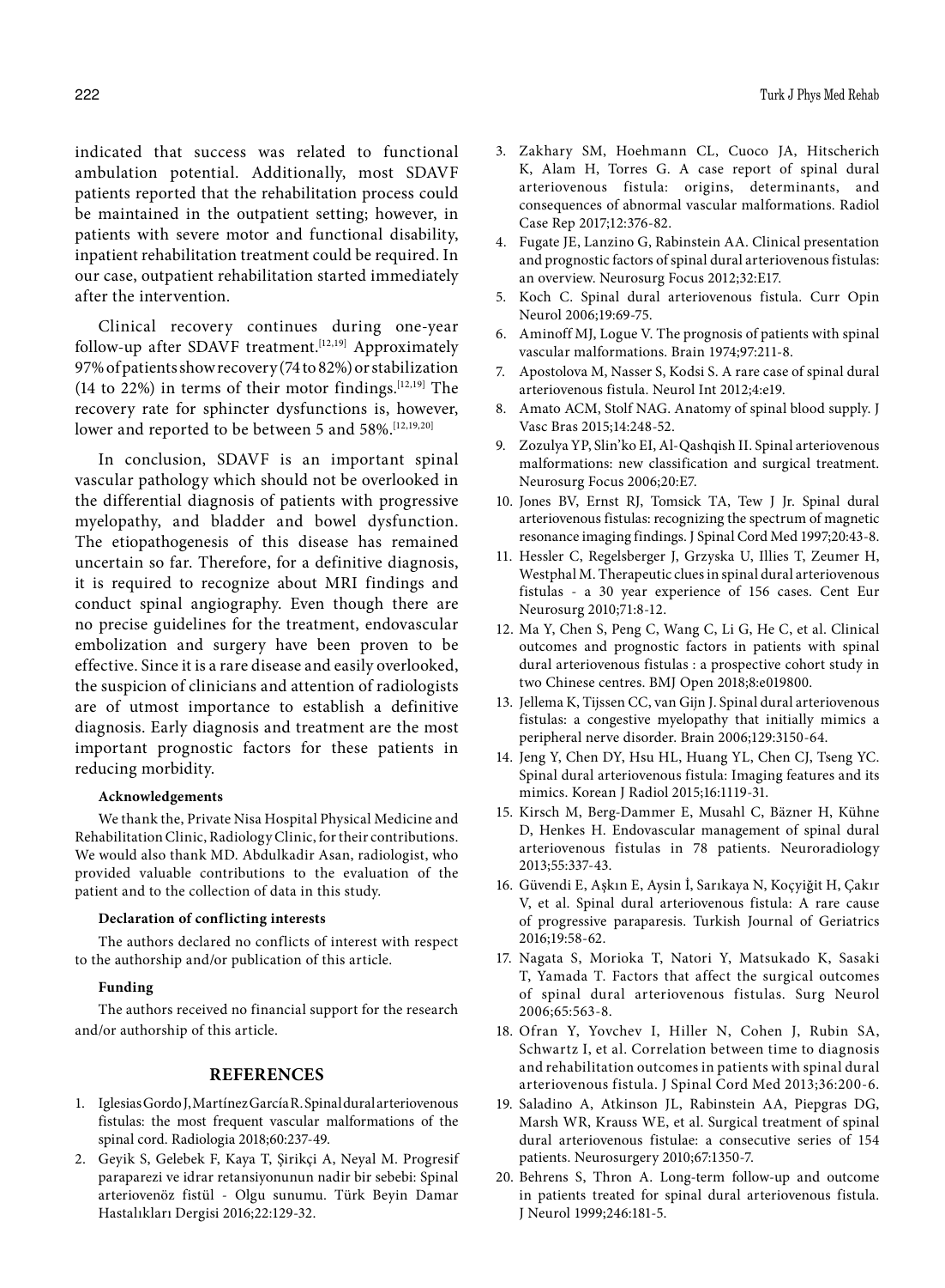indicated that success was related to functional ambulation potential. Additionally, most SDAVF patients reported that the rehabilitation process could be maintained in the outpatient setting; however, in patients with severe motor and functional disability, inpatient rehabilitation treatment could be required. In our case, outpatient rehabilitation started immediately after the intervention.

Clinical recovery continues during one-year follow-up after SDAVF treatment.[12,19] Approximately 97% of patients show recovery (74 to 82%) or stabilization (14 to 22%) in terms of their motor findings.[12,19] The recovery rate for sphincter dysfunctions is, however, lower and reported to be between 5 and 58%.[12,19,20]

In conclusion, SDAVF is an important spinal vascular pathology which should not be overlooked in the differential diagnosis of patients with progressive myelopathy, and bladder and bowel dysfunction. The etiopathogenesis of this disease has remained uncertain so far. Therefore, for a definitive diagnosis, it is required to recognize about MRI findings and conduct spinal angiography. Even though there are no precise guidelines for the treatment, endovascular embolization and surgery have been proven to be effective. Since it is a rare disease and easily overlooked, the suspicion of clinicians and attention of radiologists are of utmost importance to establish a definitive diagnosis. Early diagnosis and treatment are the most important prognostic factors for these patients in reducing morbidity.

#### Acknowledgements

We thank the, Private Nisa Hospital Physical Medicine and Rehabilitation Clinic, Radiology Clinic, for their contributions. We would also thank MD. Abdulkadir Asan, radiologist, who provided valuable contributions to the evaluation of the patient and to the collection of data in this study.

#### Declaration of conflicting interests

The authors declared no conflicts of interest with respect to the authorship and/or publication of this article.

#### Funding

The authors received no financial support for the research and/or authorship of this article.

## REFERENCES

1. Iglesias Gordo J, Martínez García R. Spinal dural arteriovenous fistulas: the most frequent vascular malformations of the spinal cord. Radiologia 2018;60:237-49.
2. Geyik S, Gelebek F, Kaya T, Şirikçi A, Neyal M. Progresif paraparezi ve idrar retansiyonunun nadir bir sebebi: Spinal arteriovenöz fistül - Olgu sunumu. Türk Beyin Damar Hastalıkları Dergisi 2016;22:129-32.
3. Zakhary SM, Hoehmann CL, Cuoco JA, Hitscherich K, Alam H, Torres G. A case report of spinal dural arteriovenous fistula: origins, determinants, and consequences of abnormal vascular malformations. Radiol Case Rep 2017;12:376-82.
4. Fugate JE, Lanzino G, Rabinstein AA. Clinical presentation and prognostic factors of spinal dural arteriovenous fistulas: an overview. Neurosurg Focus 2012;32:E17.
5. Koch C. Spinal dural arteriovenous fistula. Curr Opin Neurol 2006;19:69-75.
6. Aminoff MJ, Logue V. The prognosis of patients with spinal vascular malformations. Brain 1974;97:211-8.
7. Apostolova M, Nasser S, Kodsi S. A rare case of spinal dural arteriovenous fistula. Neurol Int 2012;4:e19.
8. Amato ACM, Stolf NAG. Anatomy of spinal blood supply. J Vasc Bras 2015;14:248-52.
9. Zozulya YP, Slin'ko EI, Al-Qashqish II. Spinal arteriovenous malformations: new classification and surgical treatment. Neurosurg Focus 2006;20:E7.
10. Jones BV, Ernst RJ, Tomsick TA, Tew J Jr. Spinal dural arteriovenous fistulas: recognizing the spectrum of magnetic resonance imaging findings. J Spinal Cord Med 1997;20:43-8.
11. Hessler C, Regelsberger J, Grzyska U, Illies T, Zeumer H, Westphal M. Therapeutic clues in spinal dural arteriovenous fistulas - a 30 year experience of 156 cases. Cent Eur Neurosurg 2010;71:8-12.
12. Ma Y, Chen S, Peng C, Wang C, Li G, He C, et al. Clinical outcomes and prognostic factors in patients with spinal dural arteriovenous fistulas : a prospective cohort study in two Chinese centres. BMJ Open 2018;8:e019800.
13. Jellema K, Tijssen CC, van Gijn J. Spinal dural arteriovenous fistulas: a congestive myelopathy that initially mimics a peripheral nerve disorder. Brain 2006;129:3150-64.
14. Jeng Y, Chen DY, Hsu HL, Huang YL, Chen CJ, Tseng YC. Spinal dural arteriovenous fistula: Imaging features and its mimics. Korean J Radiol 2015;16:1119-31.
15. Kirsch M, Berg-Dammer E, Musahl C, Bäzner H, Kühne D, Henkes H. Endovascular management of spinal dural arteriovenous fistulas in 78 patients. Neuroradiology 2013;55:337-43.
16. Güvendi E, Aşkın E, Aysin İ, Sarıkaya N, Koçyiğit H, Çakır V, et al. Spinal dural arteriovenous fistula: A rare cause of progressive paraparesis. Turkish Journal of Geriatrics 2016;19:58-62.
17. Nagata S, Morioka T, Natori Y, Matsukado K, Sasaki T, Yamada T. Factors that affect the surgical outcomes of spinal dural arteriovenous fistulas. Surg Neurol 2006;65:563-8.
18. Ofran Y, Yovchev I, Hiller N, Cohen J, Rubin SA, Schwartz I, et al. Correlation between time to diagnosis and rehabilitation outcomes in patients with spinal dural arteriovenous fistula. J Spinal Cord Med 2013;36:200-6.
19. Saladino A, Atkinson JL, Rabinstein AA, Piepgras DG, Marsh WR, Krauss WE, et al. Surgical treatment of spinal dural arteriovenous fistulae: a consecutive series of 154 patients. Neurosurgery 2010;67:1350-7.
20. Behrens S, Thron A. Long-term follow-up and outcome in patients treated for spinal dural arteriovenous fistula. J Neurol 1999;246:181-5.